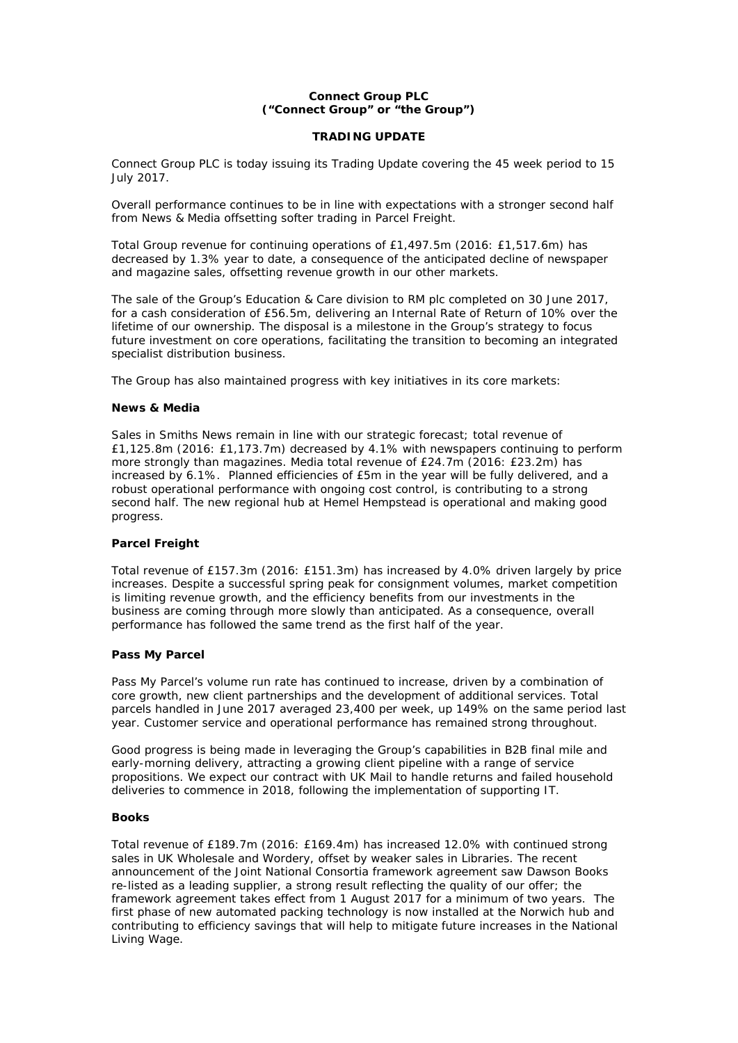**Connect Group PLC**
**("Connect Group" or "the Group")**

**TRADING UPDATE**

Connect Group PLC is today issuing its Trading Update covering the 45 week period to 15 July 2017.

Overall performance continues to be in line with expectations with a stronger second half from News & Media offsetting softer trading in Parcel Freight.

Total Group revenue for continuing operations of £1,497.5m (2016: £1,517.6m) has decreased by 1.3% year to date, a consequence of the anticipated decline of newspaper and magazine sales, offsetting revenue growth in our other markets.

The sale of the Group's Education & Care division to RM plc completed on 30 June 2017, for a cash consideration of £56.5m, delivering an Internal Rate of Return of 10% over the lifetime of our ownership. The disposal is a milestone in the Group's strategy to focus future investment on core operations, facilitating the transition to becoming an integrated specialist distribution business.

The Group has also maintained progress with key initiatives in its core markets:

**News & Media**

Sales in Smiths News remain in line with our strategic forecast; total revenue of £1,125.8m (2016: £1,173.7m) decreased by 4.1% with newspapers continuing to perform more strongly than magazines. Media total revenue of £24.7m (2016: £23.2m) has increased by 6.1%. Planned efficiencies of £5m in the year will be fully delivered, and a robust operational performance with ongoing cost control, is contributing to a strong second half. The new regional hub at Hemel Hempstead is operational and making good progress.

**Parcel Freight**

Total revenue of £157.3m (2016: £151.3m) has increased by 4.0% driven largely by price increases. Despite a successful spring peak for consignment volumes, market competition is limiting revenue growth, and the efficiency benefits from our investments in the business are coming through more slowly than anticipated. As a consequence, overall performance has followed the same trend as the first half of the year.

**Pass My Parcel**

Pass My Parcel's volume run rate has continued to increase, driven by a combination of core growth, new client partnerships and the development of additional services. Total parcels handled in June 2017 averaged 23,400 per week, up 149% on the same period last year. Customer service and operational performance has remained strong throughout.

Good progress is being made in leveraging the Group's capabilities in B2B final mile and early-morning delivery, attracting a growing client pipeline with a range of service propositions. We expect our contract with UK Mail to handle returns and failed household deliveries to commence in 2018, following the implementation of supporting IT.

**Books**

Total revenue of £189.7m (2016: £169.4m) has increased 12.0% with continued strong sales in UK Wholesale and Wordery, offset by weaker sales in Libraries. The recent announcement of the Joint National Consortia framework agreement saw Dawson Books re-listed as a leading supplier, a strong result reflecting the quality of our offer; the framework agreement takes effect from 1 August 2017 for a minimum of two years. The first phase of new automated packing technology is now installed at the Norwich hub and contributing to efficiency savings that will help to mitigate future increases in the National Living Wage.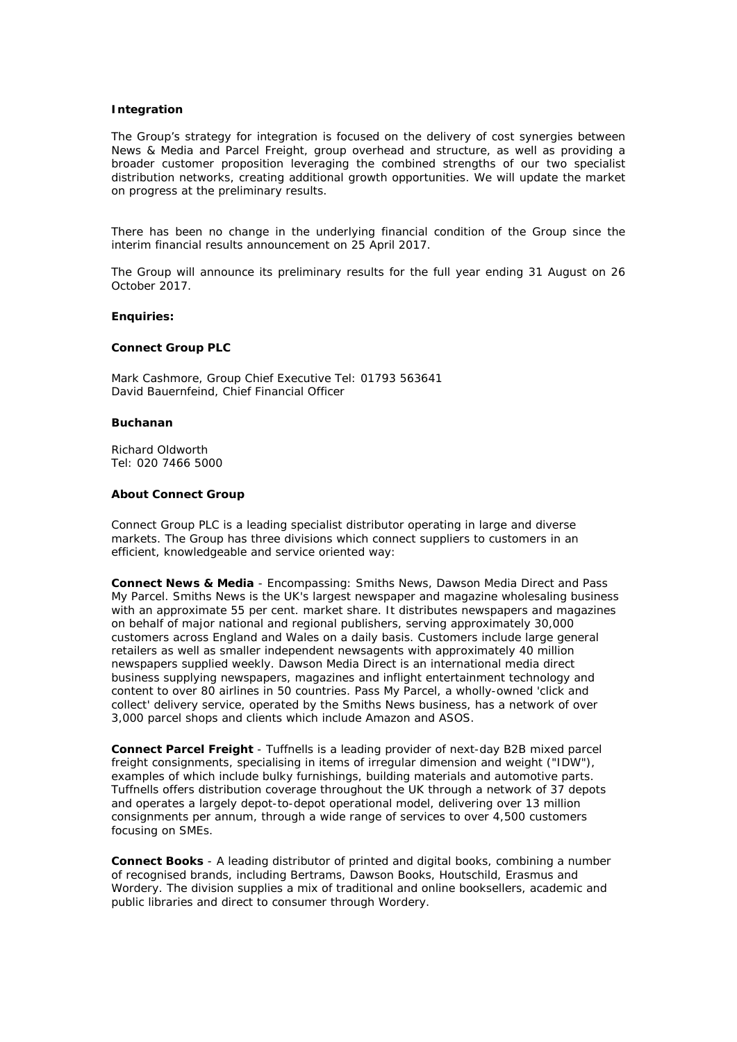**Integration**

The Group's strategy for integration is focused on the delivery of cost synergies between News & Media and Parcel Freight, group overhead and structure, as well as providing a broader customer proposition leveraging the combined strengths of our two specialist distribution networks, creating additional growth opportunities. We will update the market on progress at the preliminary results.

There has been no change in the underlying financial condition of the Group since the interim financial results announcement on 25 April 2017.

The Group will announce its preliminary results for the full year ending 31 August on 26 October 2017.

**Enquiries:**

**Connect Group PLC**

Mark Cashmore, Group Chief Executive Tel: 01793 563641
David Bauernfeind, Chief Financial Officer

**Buchanan**

Richard Oldworth
Tel: 020 7466 5000

**About Connect Group**

Connect Group PLC is a leading specialist distributor operating in large and diverse markets. The Group has three divisions which connect suppliers to customers in an efficient, knowledgeable and service oriented way:

**Connect News & Media** - Encompassing: Smiths News, Dawson Media Direct and Pass My Parcel. Smiths News is the UK's largest newspaper and magazine wholesaling business with an approximate 55 per cent. market share. It distributes newspapers and magazines on behalf of major national and regional publishers, serving approximately 30,000 customers across England and Wales on a daily basis. Customers include large general retailers as well as smaller independent newsagents with approximately 40 million newspapers supplied weekly. Dawson Media Direct is an international media direct business supplying newspapers, magazines and inflight entertainment technology and content to over 80 airlines in 50 countries. Pass My Parcel, a wholly-owned 'click and collect' delivery service, operated by the Smiths News business, has a network of over 3,000 parcel shops and clients which include Amazon and ASOS.

**Connect Parcel Freight** - Tuffnells is a leading provider of next-day B2B mixed parcel freight consignments, specialising in items of irregular dimension and weight ("IDW"), examples of which include bulky furnishings, building materials and automotive parts. Tuffnells offers distribution coverage throughout the UK through a network of 37 depots and operates a largely depot-to-depot operational model, delivering over 13 million consignments per annum, through a wide range of services to over 4,500 customers focusing on SMEs.

**Connect Books** - A leading distributor of printed and digital books, combining a number of recognised brands, including Bertrams, Dawson Books, Houtschild, Erasmus and Wordery. The division supplies a mix of traditional and online booksellers, academic and public libraries and direct to consumer through Wordery.